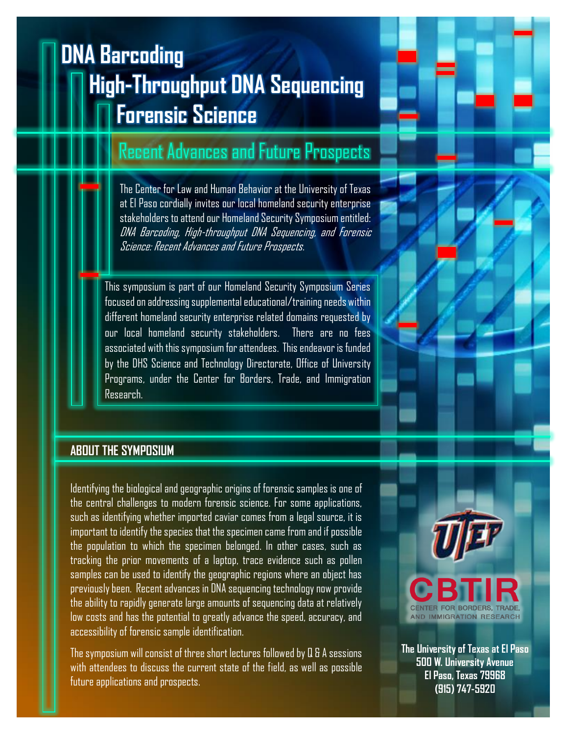# DNA Barcoding
# High-Throughput DNA Sequencing
# Forensic Science

## Recent Advances and Future Prospects

The Center for Law and Human Behavior at the University of Texas at El Paso cordially invites our local homeland security enterprise stakeholders to attend our Homeland Security Symposium entitled: *DNA Barcoding, High-throughput DNA Sequencing, and Forensic Science: Recent Advances and Future Prospects.*

This symposium is part of our Homeland Security Symposium Series focused on addressing supplemental educational/training needs within different homeland security enterprise related domains requested by our local homeland security stakeholders. There are no fees associated with this symposium for attendees. This endeavor is funded by the DHS Science and Technology Directorate, Office of University Programs, under the Center for Borders, Trade, and Immigration Research.

## ABOUT THE SYMPOSIUM

Identifying the biological and geographic origins of forensic samples is one of the central challenges to modern forensic science. For some applications, such as identifying whether imported caviar comes from a legal source, it is important to identify the species that the specimen came from and if possible the population to which the specimen belonged. In other cases, such as tracking the prior movements of a laptop, trace evidence such as pollen samples can be used to identify the geographic regions where an object has previously been. Recent advances in DNA sequencing technology now provide the ability to rapidly generate large amounts of sequencing data at relatively low costs and has the potential to greatly advance the speed, accuracy, and accessibility of forensic sample identification.

The symposium will consist of three short lectures followed by Q & A sessions with attendees to discuss the current state of the field, as well as possible future applications and prospects.

UTEP

CBTIR
CENTER FOR BORDERS, TRADE, AND IMMIGRATION RESEARCH

**The University of Texas at El Paso**
**500 W. University Avenue**
**El Paso, Texas 79968**
**(915) 747-5920**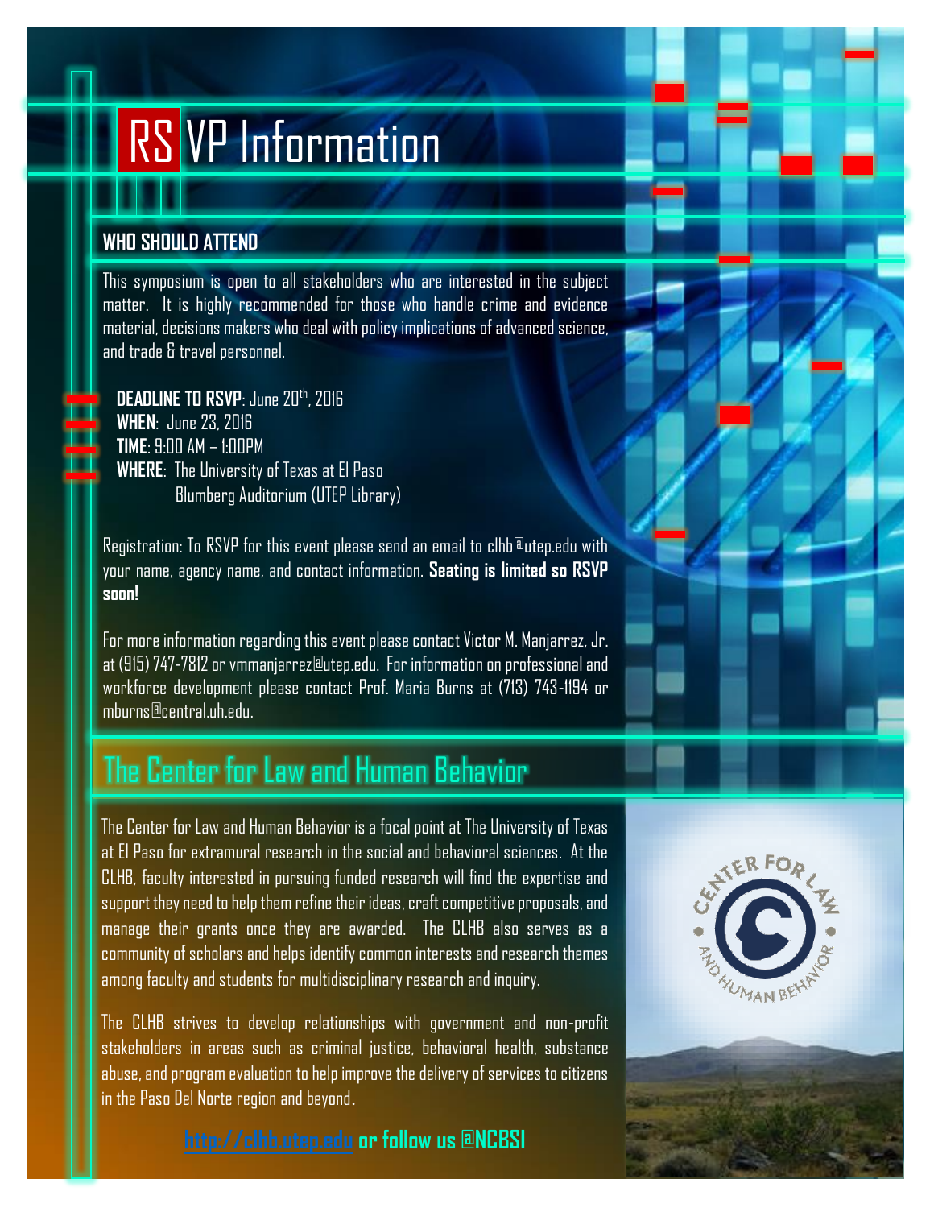# RSVP Information

## WHO SHOULD ATTEND

This symposium is open to all stakeholders who are interested in the subject matter. It is highly recommended for those who handle crime and evidence material, decisions makers who deal with policy implications of advanced science, and trade & travel personnel.

**DEADLINE TO RSVP**: June 20th, 2016
**WHEN**: June 23, 2016
**TIME**: 9:00 AM – 1:00PM
**WHERE**: The University of Texas at El Paso
Blumberg Auditorium (UTEP Library)

Registration: To RSVP for this event please send an email to clhb@utep.edu with your name, agency name, and contact information. **Seating is limited so RSVP soon!**

For more information regarding this event please contact Victor M. Manjarrez, Jr. at (915) 747-7812 or vmmanjarrez@utep.edu. For information on professional and workforce development please contact Prof. Maria Burns at (713) 743-1194 or mburns@central.uh.edu.

## The Center for Law and Human Behavior

The Center for Law and Human Behavior is a focal point at The University of Texas at El Paso for extramural research in the social and behavioral sciences. At the CLHB, faculty interested in pursuing funded research will find the expertise and support they need to help them refine their ideas, craft competitive proposals, and manage their grants once they are awarded. The CLHB also serves as a community of scholars and helps identify common interests and research themes among faculty and students for multidisciplinary research and inquiry.

The CLHB strives to develop relationships with government and non-profit stakeholders in areas such as criminal justice, behavioral health, substance abuse, and program evaluation to help improve the delivery of services to citizens in the Paso Del Norte region and beyond.

Center for Law and Human Behavior

**http://clhb.utep.edu or follow us @NCBSI**